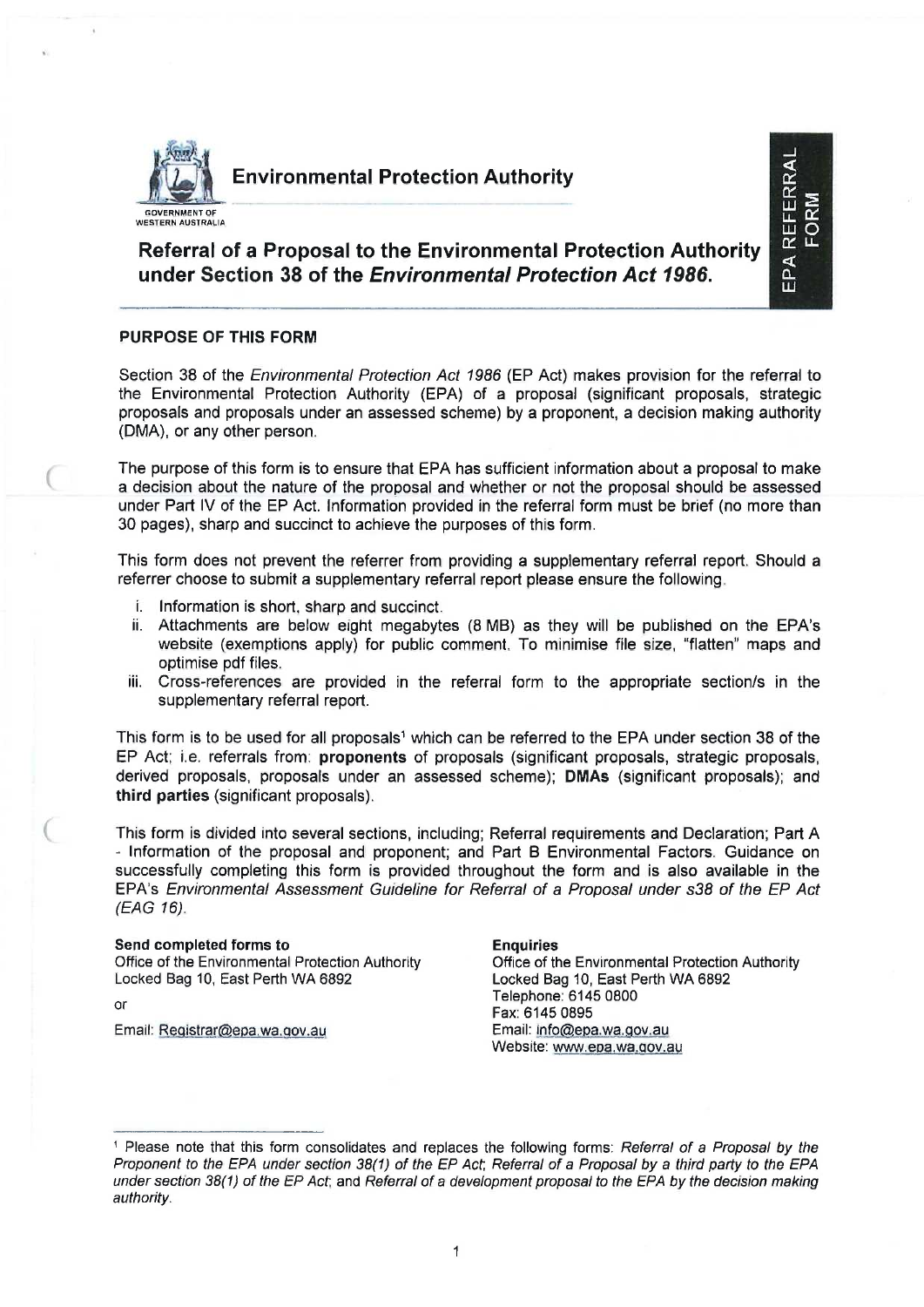# Environmental Protection Authority

GOVERNMENT OF WESTERN AUSTRALIA

EPA REFERRAL FORM

## Referral of a Proposal to the Environmental Protection Authority under Section 38 of the *Environmental Protection Act 1986*.

### PURPOSE OF THIS FORM

Section 38 of the *Environmental Protection Act 1986* (EP Act) makes provision for the referral to the Environmental Protection Authority (EPA) of a proposal (significant proposals, strategic proposals and proposals under an assessed scheme) by a proponent, a decision making authority (DMA), or any other person.

The purpose of this form is to ensure that EPA has sufficient information about a proposal to make a decision about the nature of the proposal and whether or not the proposal should be assessed under Part IV of the EP Act. Information provided in the referral form must be brief (no more than 30 pages), sharp and succinct to achieve the purposes of this form.

This form does not prevent the referrer from providing a supplementary referral report. Should a referrer choose to submit a supplementary referral report please ensure the following.

i. Information is short, sharp and succinct.
ii. Attachments are below eight megabytes (8 MB) as they will be published on the EPA's website (exemptions apply) for public comment. To minimise file size, "flatten" maps and optimise pdf files.
iii. Cross-references are provided in the referral form to the appropriate section/s in the supplementary referral report.

This form is to be used for all proposals[1] which can be referred to the EPA under section 38 of the EP Act; i.e. referrals from: **proponents** of proposals (significant proposals, strategic proposals, derived proposals, proposals under an assessed scheme); **DMAs** (significant proposals); and **third parties** (significant proposals).

This form is divided into several sections, including; Referral requirements and Declaration; Part A - Information of the proposal and proponent; and Part B Environmental Factors. Guidance on successfully completing this form is provided throughout the form and is also available in the EPA's *Environmental Assessment Guideline for Referral of a Proposal under s38 of the EP Act (EAG 16)*.

**Send completed forms to**
Office of the Environmental Protection Authority
Locked Bag 10, East Perth WA 6892

or

Email: Registrar@epa.wa.gov.au

**Enquiries**
Office of the Environmental Protection Authority
Locked Bag 10, East Perth WA 6892
Telephone: 6145 0800
Fax: 6145 0895
Email: info@epa.wa.gov.au
Website: www.epa.wa.gov.au

---

[1] Please note that this form consolidates and replaces the following forms: *Referral of a Proposal by the Proponent to the EPA under section 38(1) of the EP Act*; *Referral of a Proposal by a third party to the EPA under section 38(1) of the EP Act*; and *Referral of a development proposal to the EPA by the decision making authority*.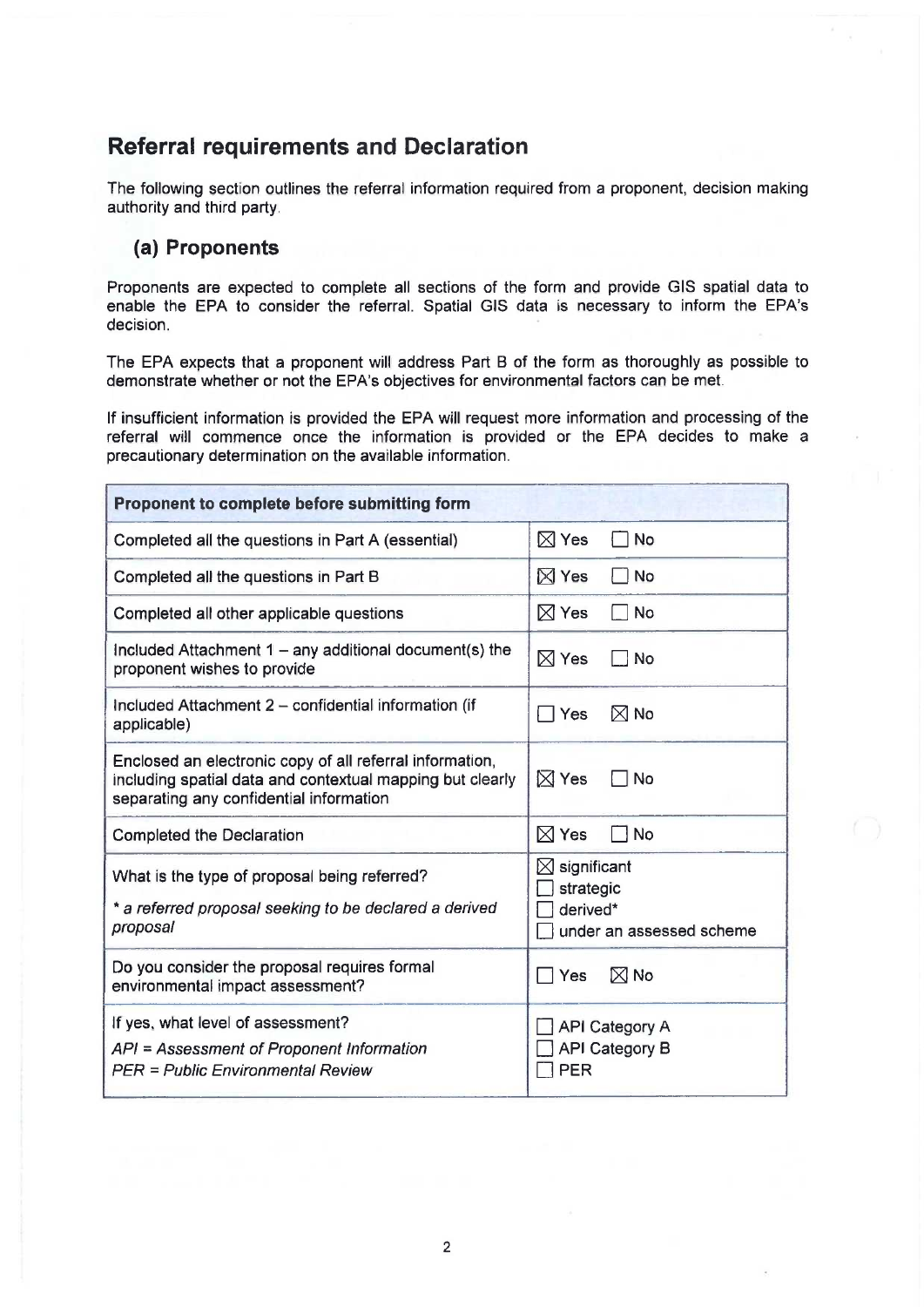## Referral requirements and Declaration

The following section outlines the referral information required from a proponent, decision making authority and third party.

### (a) Proponents

Proponents are expected to complete all sections of the form and provide GIS spatial data to enable the EPA to consider the referral. Spatial GIS data is necessary to inform the EPA's decision.

The EPA expects that a proponent will address Part B of the form as thoroughly as possible to demonstrate whether or not the EPA's objectives for environmental factors can be met.

If insufficient information is provided the EPA will request more information and processing of the referral will commence once the information is provided or the EPA decides to make a precautionary determination on the available information.

| **Proponent to complete before submitting form** | |
|---|---|
| Completed all the questions in Part A (essential) | ☒ Yes ☐ No |
| Completed all the questions in Part B | ☒ Yes ☐ No |
| Completed all other applicable questions | ☒ Yes ☐ No |
| Included Attachment 1 – any additional document(s) the proponent wishes to provide | ☒ Yes ☐ No |
| Included Attachment 2 – confidential information (if applicable) | ☐ Yes ☒ No |
| Enclosed an electronic copy of all referral information, including spatial data and contextual mapping but clearly separating any confidential information | ☒ Yes ☐ No |
| Completed the Declaration | ☒ Yes ☐ No |
| What is the type of proposal being referred?<br>*\* a referred proposal seeking to be declared a derived proposal* | ☒ significant<br>☐ strategic<br>☐ derived*<br>☐ under an assessed scheme |
| Do you consider the proposal requires formal environmental impact assessment? | ☐ Yes ☒ No |
| If yes, what level of assessment?<br>*API = Assessment of Proponent Information*<br>*PER = Public Environmental Review* | ☐ API Category A<br>☐ API Category B<br>☐ PER |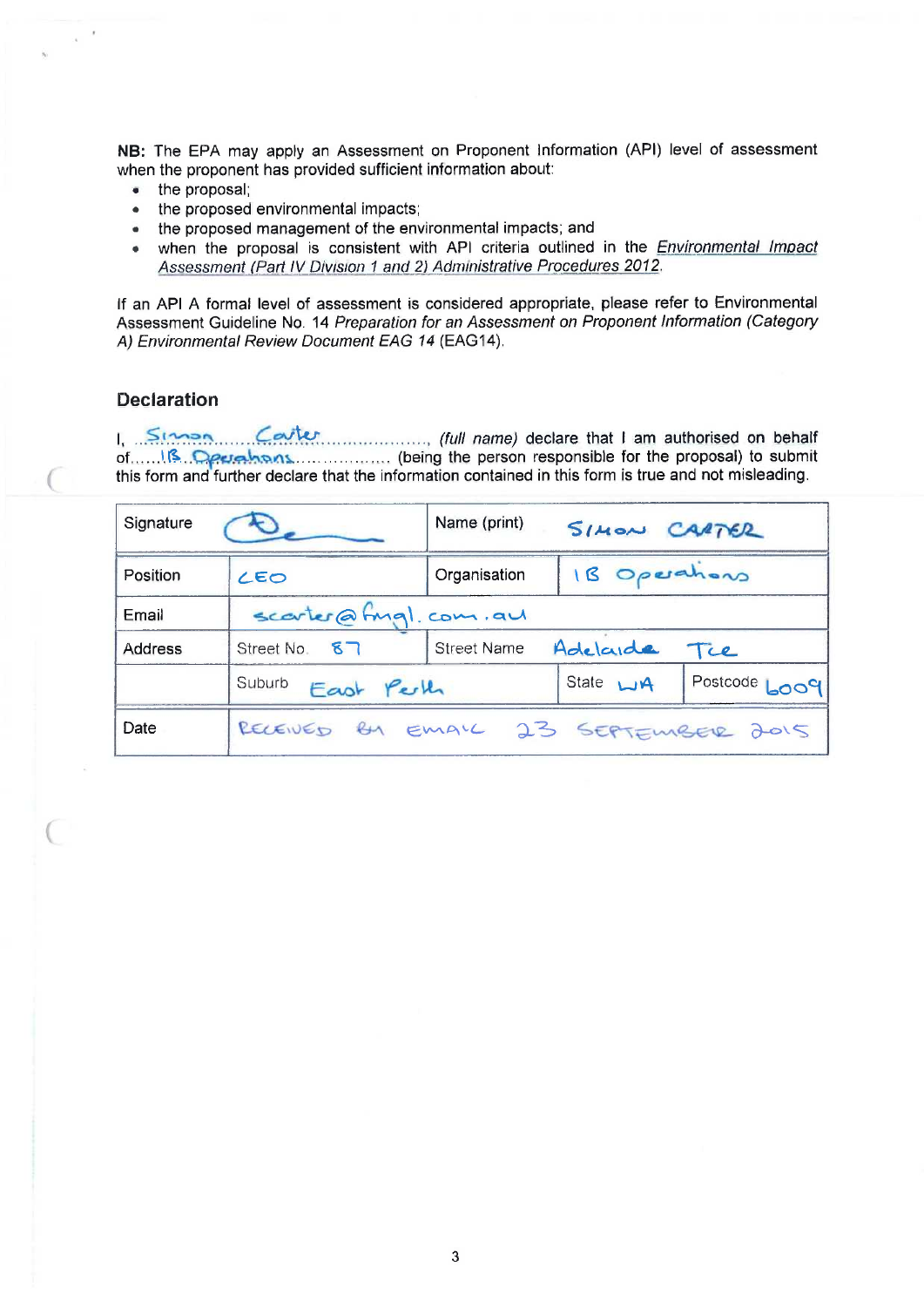**NB:** The EPA may apply an Assessment on Proponent Information (API) level of assessment when the proponent has provided sufficient information about:

- the proposal;
- the proposed environmental impacts;
- the proposed management of the environmental impacts; and
- when the proposal is consistent with API criteria outlined in the Environmental Impact Assessment (Part IV Division 1 and 2) Administrative Procedures 2012.

If an API A formal level of assessment is considered appropriate, please refer to Environmental Assessment Guideline No. 14 *Preparation for an Assessment on Proponent Information (Category A) Environmental Review Document EAG 14* (EAG14).

## Declaration

I, Simon Carter *(full name)* declare that I am authorised on behalf of IB Operations (being the person responsible for the proposal) to submit this form and further declare that the information contained in this form is true and not misleading.

| | | | | | |
|---|---|---|---|---|---|
| Signature | [signature] | | Name (print) | SIMON CARTER | |
| Position | CEO | | Organisation | IB Operations | |
| Email | scarter@fmgl.com.au | | | | |
| Address | Street No. 87 | | Street Name | Adelaide Tce | |
| | Suburb East Perth | | | State WA | Postcode 6009 |
| Date | RECEIVED BY EMAIL 23 SEPTEMBER 2015 | | | | |